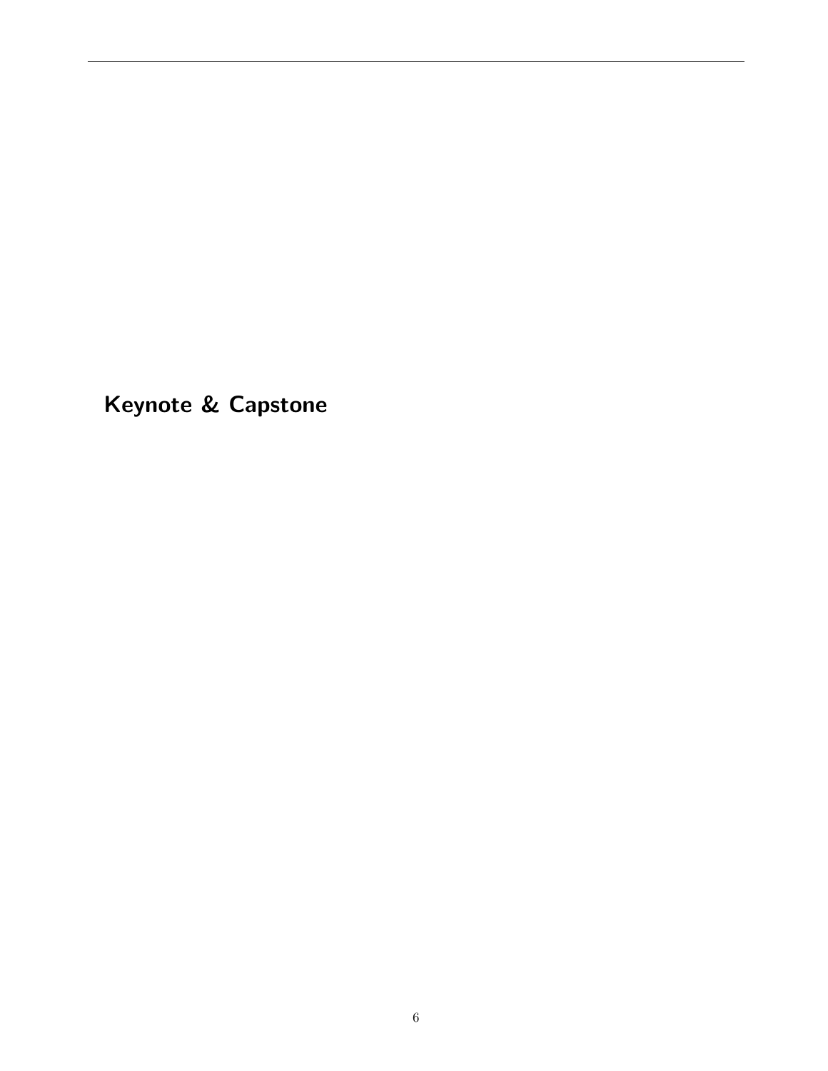# Keynote & Capstone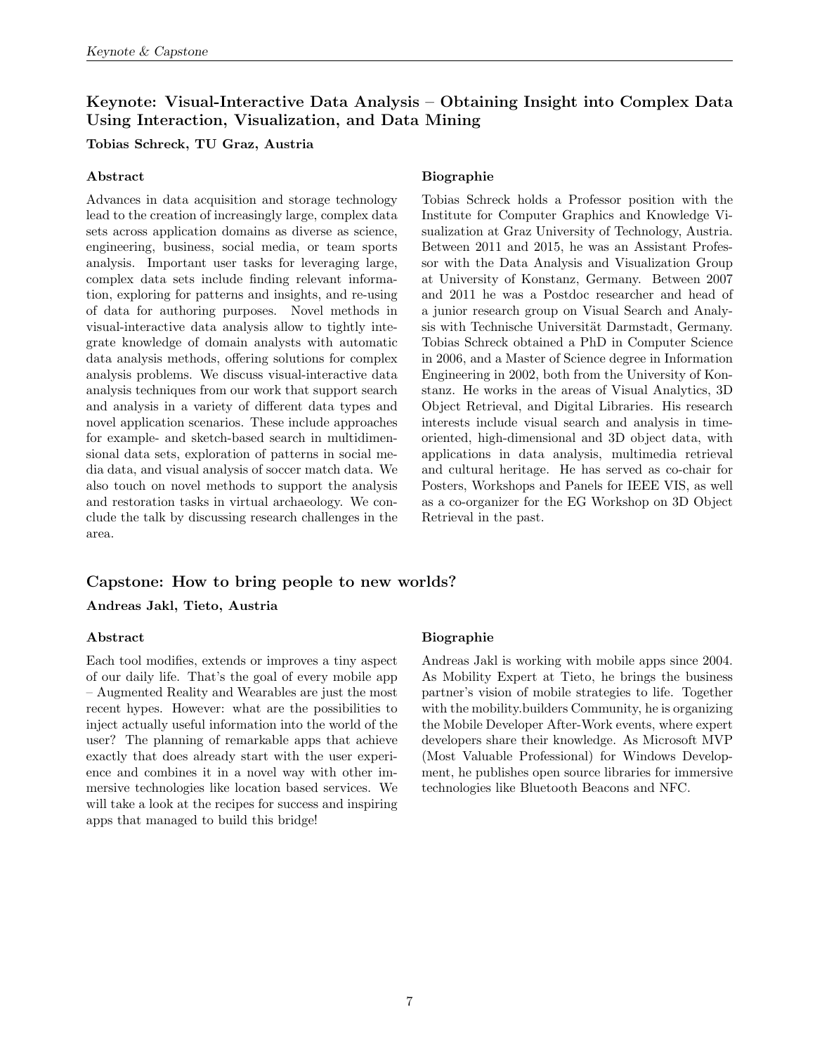## Keynote: Visual-Interactive Data Analysis – Obtaining Insight into Complex Data Using Interaction, Visualization, and Data Mining

**Tobias Schreck, TU Graz, Austria**

### Abstract

Advances in data acquisition and storage technology lead to the creation of increasingly large, complex data sets across application domains as diverse as science, engineering, business, social media, or team sports analysis. Important user tasks for leveraging large, complex data sets include finding relevant information, exploring for patterns and insights, and re-using of data for authoring purposes. Novel methods in visual-interactive data analysis allow to tightly integrate knowledge of domain analysts with automatic data analysis methods, offering solutions for complex analysis problems. We discuss visual-interactive data analysis techniques from our work that support search and analysis in a variety of different data types and novel application scenarios. These include approaches for example- and sketch-based search in multidimensional data sets, exploration of patterns in social media data, and visual analysis of soccer match data. We also touch on novel methods to support the analysis and restoration tasks in virtual archaeology. We conclude the talk by discussing research challenges in the area.

### Biographie

Tobias Schreck holds a Professor position with the Institute for Computer Graphics and Knowledge Visualization at Graz University of Technology, Austria. Between 2011 and 2015, he was an Assistant Professor with the Data Analysis and Visualization Group at University of Konstanz, Germany. Between 2007 and 2011 he was a Postdoc researcher and head of a junior research group on Visual Search and Analysis with Technische Universität Darmstadt, Germany. Tobias Schreck obtained a PhD in Computer Science in 2006, and a Master of Science degree in Information Engineering in 2002, both from the University of Konstanz. He works in the areas of Visual Analytics, 3D Object Retrieval, and Digital Libraries. His research interests include visual search and analysis in time-oriented, high-dimensional and 3D object data, with applications in data analysis, multimedia retrieval and cultural heritage. He has served as co-chair for Posters, Workshops and Panels for IEEE VIS, as well as a co-organizer for the EG Workshop on 3D Object Retrieval in the past.

## Capstone: How to bring people to new worlds?

**Andreas Jakl, Tieto, Austria**

### Abstract

Each tool modifies, extends or improves a tiny aspect of our daily life. That's the goal of every mobile app – Augmented Reality and Wearables are just the most recent hypes. However: what are the possibilities to inject actually useful information into the world of the user? The planning of remarkable apps that achieve exactly that does already start with the user experience and combines it in a novel way with other immersive technologies like location based services. We will take a look at the recipes for success and inspiring apps that managed to build this bridge!

### Biographie

Andreas Jakl is working with mobile apps since 2004. As Mobility Expert at Tieto, he brings the business partner's vision of mobile strategies to life. Together with the mobility.builders Community, he is organizing the Mobile Developer After-Work events, where expert developers share their knowledge. As Microsoft MVP (Most Valuable Professional) for Windows Development, he publishes open source libraries for immersive technologies like Bluetooth Beacons and NFC.